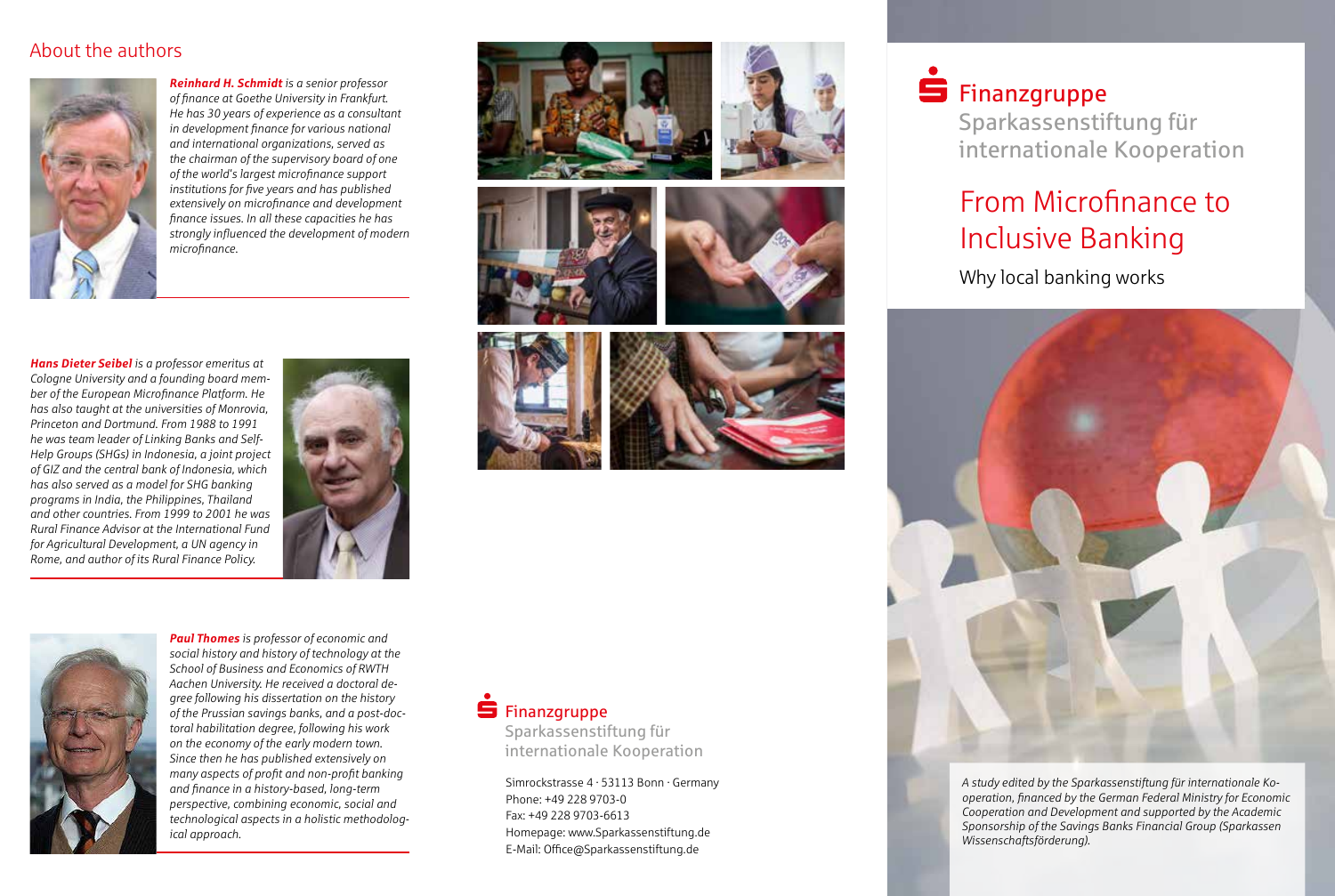## About the authors

***Reinhard H. Schmidt*** *is a senior professor of finance at Goethe University in Frankfurt. He has 30 years of experience as a consultant in development finance for various national and international organizations, served as the chairman of the supervisory board of one of the world's largest microfinance support institutions for five years and has published extensively on microfinance and development finance issues. In all these capacities he has strongly influenced the development of modern microfinance.*

***Hans Dieter Seibel*** *is a professor emeritus at Cologne University and a founding board member of the European Microfinance Platform. He has also taught at the universities of Monrovia, Princeton and Dortmund. From 1988 to 1991 he was team leader of Linking Banks and Self-Help Groups (SHGs) in Indonesia, a joint project of GIZ and the central bank of Indonesia, which has also served as a model for SHG banking programs in India, the Philippines, Thailand and other countries. From 1999 to 2001 he was Rural Finance Advisor at the International Fund for Agricultural Development, a UN agency in Rome, and author of its Rural Finance Policy.*

***Paul Thomes*** *is professor of economic and social history and history of technology at the School of Business and Economics of RWTH Aachen University. He received a doctoral degree following his dissertation on the history of the Prussian savings banks, and a post-doctoral habilitation degree, following his work on the economy of the early modern town. Since then he has published extensively on many aspects of profit and non-profit banking and finance in a history-based, long-term perspective, combining economic, social and technological aspects in a holistic methodological approach.*

**Finanzgruppe**
Sparkassenstiftung für
internationale Kooperation

Simrockstrasse 4 · 53113 Bonn · Germany
Phone: +49 228 9703-0
Fax: +49 228 9703-6613
Homepage: www.Sparkassenstiftung.de
E-Mail: Office@Sparkassenstiftung.de

**Finanzgruppe**
Sparkassenstiftung für
internationale Kooperation

# From Microfinance to Inclusive Banking

## Why local banking works

*A study edited by the Sparkassenstiftung für internationale Kooperation, financed by the German Federal Ministry for Economic Cooperation and Development and supported by the Academic Sponsorship of the Savings Banks Financial Group (Sparkassen Wissenschaftsförderung).*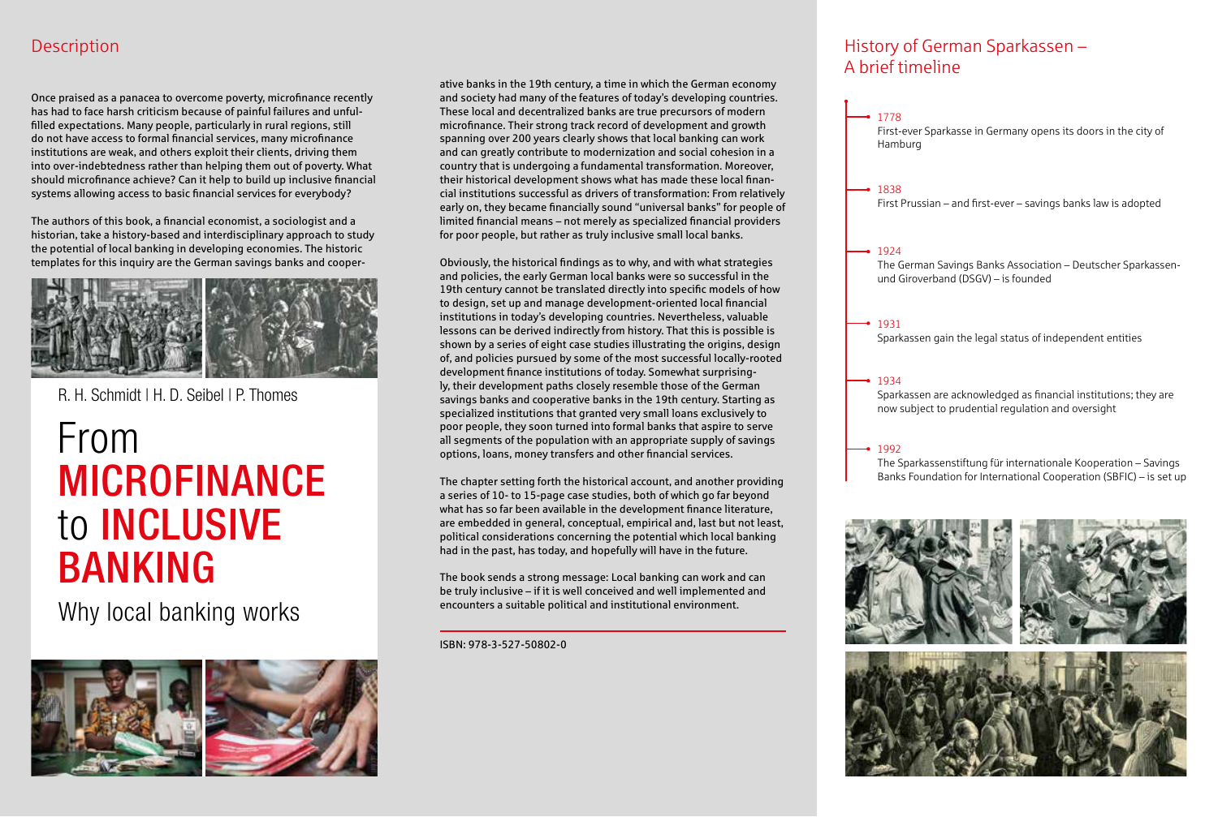## Description

Once praised as a panacea to overcome poverty, microfinance recently has had to face harsh criticism because of painful failures and unfulfilled expectations. Many people, particularly in rural regions, still do not have access to formal financial services, many microfinance institutions are weak, and others exploit their clients, driving them into over-indebtedness rather than helping them out of poverty. What should microfinance achieve? Can it help to build up inclusive financial systems allowing access to basic financial services for everybody?

The authors of this book, a financial economist, a sociologist and a historian, take a history-based and interdisciplinary approach to study the potential of local banking in developing economies. The historic templates for this inquiry are the German savings banks and cooperative banks in the 19th century, a time in which the German economy and society had many of the features of today's developing countries. These local and decentralized banks are true precursors of modern microfinance. Their strong track record of development and growth spanning over 200 years clearly shows that local banking can work and can greatly contribute to modernization and social cohesion in a country that is undergoing a fundamental transformation. Moreover, their historical development shows what has made these local financial institutions successful as drivers of transformation: From relatively early on, they became financially sound "universal banks" for people of limited financial means – not merely as specialized financial providers for poor people, but rather as truly inclusive small local banks.

Obviously, the historical findings as to why, and with what strategies and policies, the early German local banks were so successful in the 19th century cannot be translated directly into specific models of how to design, set up and manage development-oriented local financial institutions in today's developing countries. Nevertheless, valuable lessons can be derived indirectly from history. That this is possible is shown by a series of eight case studies illustrating the origins, design of, and policies pursued by some of the most successful locally-rooted development finance institutions of today. Somewhat surprisingly, their development paths closely resemble those of the German savings banks and cooperative banks in the 19th century. Starting as specialized institutions that granted very small loans exclusively to poor people, they soon turned into formal banks that aspire to serve all segments of the population with an appropriate supply of savings options, loans, money transfers and other financial services.

The chapter setting forth the historical account, and another providing a series of 10- to 15-page case studies, both of which go far beyond what has so far been available in the development finance literature, are embedded in general, conceptual, empirical and, last but not least, political considerations concerning the potential which local banking had in the past, has today, and hopefully will have in the future.

The book sends a strong message: Local banking can work and can be truly inclusive – if it is well conceived and well implemented and encounters a suitable political and institutional environment.

ISBN: 978-3-527-50802-0

R. H. Schmidt | H. D. Seibel | P. Thomes

# From MICROFINANCE to INCLUSIVE BANKING

Why local banking works

## History of German Sparkassen – A brief timeline

- 1778
  First-ever Sparkasse in Germany opens its doors in the city of Hamburg
- 1838
  First Prussian – and first-ever – savings banks law is adopted
- 1924
  The German Savings Banks Association – Deutscher Sparkassen- und Giroverband (DSGV) – is founded
- 1931
  Sparkassen gain the legal status of independent entities
- 1934
  Sparkassen are acknowledged as financial institutions; they are now subject to prudential regulation and oversight
- 1992
  The Sparkassenstiftung für internationale Kooperation – Savings Banks Foundation for International Cooperation (SBFIC) – is set up